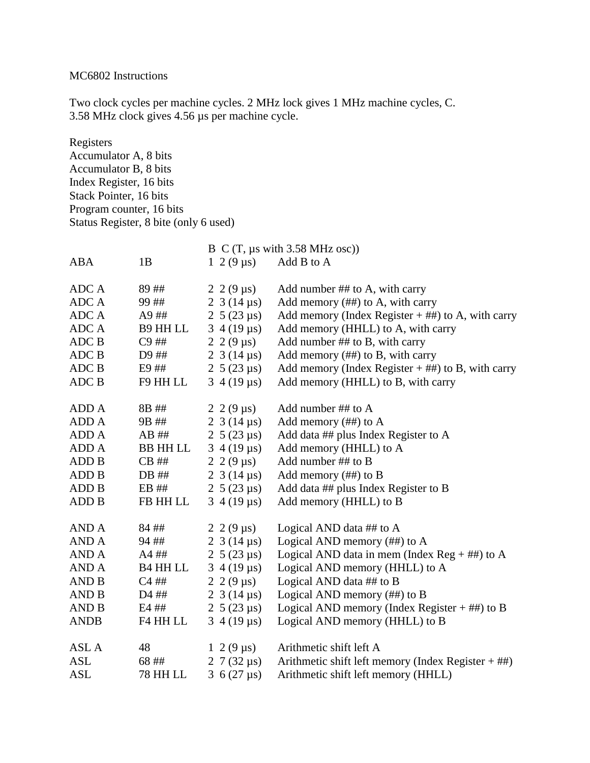MC6802 Instructions

Two clock cycles per machine cycles. 2 MHz lock gives 1 MHz machine cycles, C. 3.58 MHz clock gives 4.56 µs per machine cycle.

Registers
Accumulator A, 8 bits
Accumulator B, 8 bits
Index Register, 16 bits
Stack Pointer, 16 bits
Program counter, 16 bits
Status Register, 8 bite (only 6 used)

| | | B | C (T, µs with 3.58 MHz osc)) | |
|---|---|---|---|---|
| ABA | 1B | 1 | 2 (9 µs) | Add B to A |
| | | | | |
| ADC A | 89 ## | 2 | 2 (9 µs) | Add number ## to A, with carry |
| ADC A | 99 ## | 2 | 3 (14 µs) | Add memory (##) to A, with carry |
| ADC A | A9 ## | 2 | 5 (23 µs) | Add memory (Index Register + ##) to A, with carry |
| ADC A | B9 HH LL | 3 | 4 (19 µs) | Add memory (HHLL) to A, with carry |
| ADC B | C9 ## | 2 | 2 (9 µs) | Add number ## to B, with carry |
| ADC B | D9 ## | 2 | 3 (14 µs) | Add memory (##) to B, with carry |
| ADC B | E9 ## | 2 | 5 (23 µs) | Add memory (Index Register + ##) to B, with carry |
| ADC B | F9 HH LL | 3 | 4 (19 µs) | Add memory (HHLL) to B, with carry |
| | | | | |
| ADD A | 8B ## | 2 | 2 (9 µs) | Add number ## to A |
| ADD A | 9B ## | 2 | 3 (14 µs) | Add memory (##) to A |
| ADD A | AB ## | 2 | 5 (23 µs) | Add data ## plus Index Register to A |
| ADD A | BB HH LL | 3 | 4 (19 µs) | Add memory (HHLL) to A |
| ADD B | CB ## | 2 | 2 (9 µs) | Add number ## to B |
| ADD B | DB ## | 2 | 3 (14 µs) | Add memory (##) to B |
| ADD B | EB ## | 2 | 5 (23 µs) | Add data ## plus Index Register to B |
| ADD B | FB HH LL | 3 | 4 (19 µs) | Add memory (HHLL) to B |
| | | | | |
| AND A | 84 ## | 2 | 2 (9 µs) | Logical AND data ## to A |
| AND A | 94 ## | 2 | 3 (14 µs) | Logical AND memory (##) to A |
| AND A | A4 ## | 2 | 5 (23 µs) | Logical AND data in mem (Index Reg + ##) to A |
| AND A | B4 HH LL | 3 | 4 (19 µs) | Logical AND memory (HHLL) to A |
| AND B | C4 ## | 2 | 2 (9 µs) | Logical AND data ## to B |
| AND B | D4 ## | 2 | 3 (14 µs) | Logical AND memory (##) to B |
| AND B | E4 ## | 2 | 5 (23 µs) | Logical AND memory (Index Register + ##) to B |
| ANDB | F4 HH LL | 3 | 4 (19 µs) | Logical AND memory (HHLL) to B |
| | | | | |
| ASL A | 48 | 1 | 2 (9 µs) | Arithmetic shift left A |
| ASL | 68 ## | 2 | 7 (32 µs) | Arithmetic shift left memory (Index Register + ##) |
| ASL | 78 HH LL | 3 | 6 (27 µs) | Arithmetic shift left memory (HHLL) |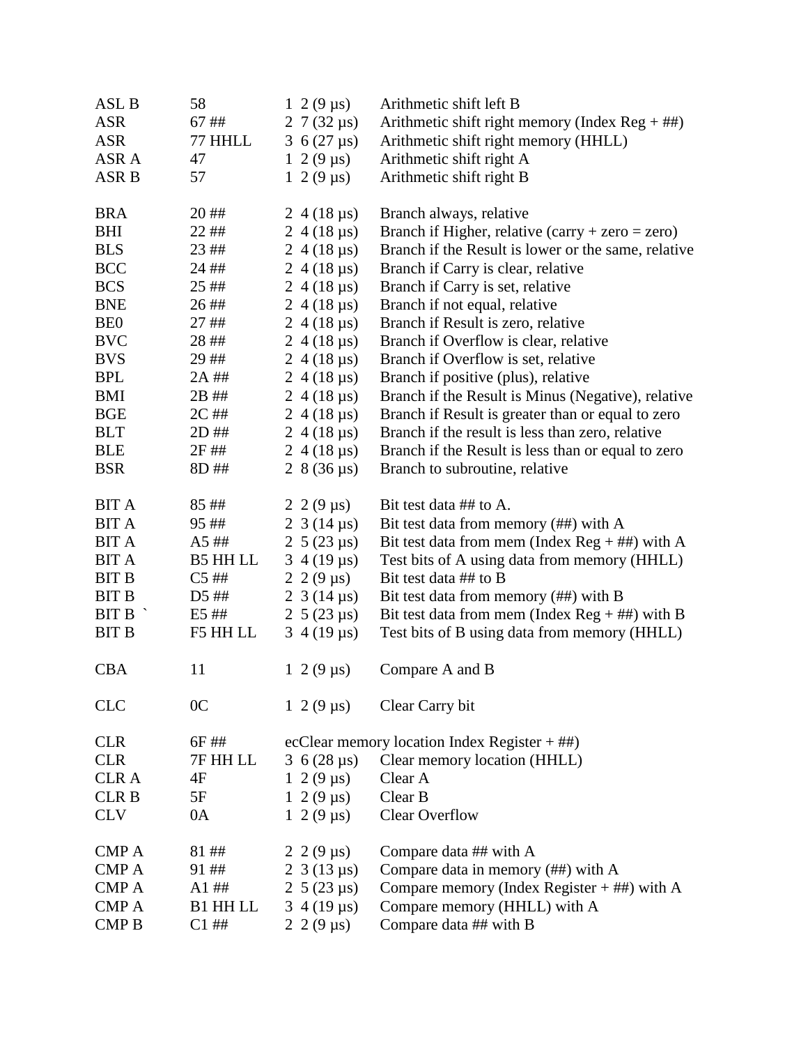| | | | |
|---|---|---|---|
| ASL B | 58 | 1 2 (9 µs) | Arithmetic shift left B |
| ASR | 67 ## | 2 7 (32 µs) | Arithmetic shift right memory (Index Reg + ##) |
| ASR | 77 HHLL | 3 6 (27 µs) | Arithmetic shift right memory (HHLL) |
| ASR A | 47 | 1 2 (9 µs) | Arithmetic shift right A |
| ASR B | 57 | 1 2 (9 µs) | Arithmetic shift right B |
| | | | |
| BRA | 20 ## | 2 4 (18 µs) | Branch always, relative |
| BHI | 22 ## | 2 4 (18 µs) | Branch if Higher, relative (carry + zero = zero) |
| BLS | 23 ## | 2 4 (18 µs) | Branch if the Result is lower or the same, relative |
| BCC | 24 ## | 2 4 (18 µs) | Branch if Carry is clear, relative |
| BCS | 25 ## | 2 4 (18 µs) | Branch if Carry is set, relative |
| BNE | 26 ## | 2 4 (18 µs) | Branch if not equal, relative |
| BE0 | 27 ## | 2 4 (18 µs) | Branch if Result is zero, relative |
| BVC | 28 ## | 2 4 (18 µs) | Branch if Overflow is clear, relative |
| BVS | 29 ## | 2 4 (18 µs) | Branch if Overflow is set, relative |
| BPL | 2A ## | 2 4 (18 µs) | Branch if positive (plus), relative |
| BMI | 2B ## | 2 4 (18 µs) | Branch if the Result is Minus (Negative), relative |
| BGE | 2C ## | 2 4 (18 µs) | Branch if Result is greater than or equal to zero |
| BLT | 2D ## | 2 4 (18 µs) | Branch if the result is less than zero, relative |
| BLE | 2F ## | 2 4 (18 µs) | Branch if the Result is less than or equal to zero |
| BSR | 8D ## | 2 8 (36 µs) | Branch to subroutine, relative |
| | | | |
| BIT A | 85 ## | 2 2 (9 µs) | Bit test data ## to A. |
| BIT A | 95 ## | 2 3 (14 µs) | Bit test data from memory (##) with A |
| BIT A | A5 ## | 2 5 (23 µs) | Bit test data from mem (Index Reg + ##) with A |
| BIT A | B5 HH LL | 3 4 (19 µs) | Test bits of A using data from memory (HHLL) |
| BIT B | C5 ## | 2 2 (9 µs) | Bit test data ## to B |
| BIT B | D5 ## | 2 3 (14 µs) | Bit test data from memory (##) with B |
| BIT B ` | E5 ## | 2 5 (23 µs) | Bit test data from mem (Index Reg + ##) with B |
| BIT B | F5 HH LL | 3 4 (19 µs) | Test bits of B using data from memory (HHLL) |
| | | | |
| CBA | 11 | 1 2 (9 µs) | Compare A and B |
| | | | |
| CLC | 0C | 1 2 (9 µs) | Clear Carry bit |
| | | | |
| CLR | 6F ## | ecClear memory location Index Register + ##) | |
| CLR | 7F HH LL | 3 6 (28 µs) | Clear memory location (HHLL) |
| CLR A | 4F | 1 2 (9 µs) | Clear A |
| CLR B | 5F | 1 2 (9 µs) | Clear B |
| CLV | 0A | 1 2 (9 µs) | Clear Overflow |
| | | | |
| CMP A | 81 ## | 2 2 (9 µs) | Compare data ## with A |
| CMP A | 91 ## | 2 3 (13 µs) | Compare data in memory (##) with A |
| CMP A | A1 ## | 2 5 (23 µs) | Compare memory (Index Register + ##) with A |
| CMP A | B1 HH LL | 3 4 (19 µs) | Compare memory (HHLL) with A |
| CMP B | C1 ## | 2 2 (9 µs) | Compare data ## with B |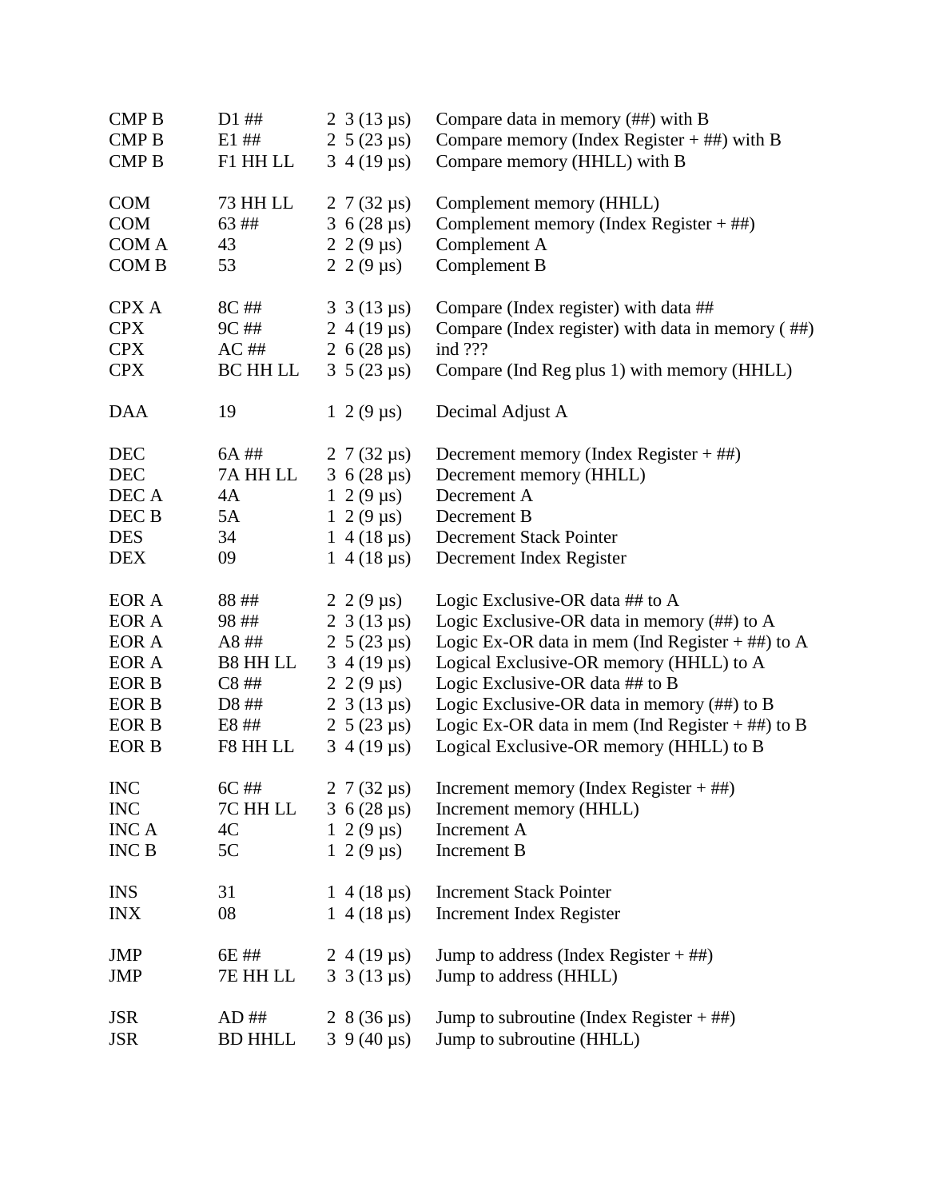| | | | |
|---|---|---|---|
| CMP B | D1 ## | 2 3 (13 µs) | Compare data in memory (##) with B |
| CMP B | E1 ## | 2 5 (23 µs) | Compare memory (Index Register + ##) with B |
| CMP B | F1 HH LL | 3 4 (19 µs) | Compare memory (HHLL) with B |
| | | | |
| COM | 73 HH LL | 2 7 (32 µs) | Complement memory (HHLL) |
| COM | 63 ## | 3 6 (28 µs) | Complement memory (Index Register + ##) |
| COM A | 43 | 2 2 (9 µs) | Complement A |
| COM B | 53 | 2 2 (9 µs) | Complement B |
| | | | |
| CPX A | 8C ## | 3 3 (13 µs) | Compare (Index register) with data ## |
| CPX | 9C ## | 2 4 (19 µs) | Compare (Index register) with data in memory ( ##) |
| CPX | AC ## | 2 6 (28 µs) | ind ??? |
| CPX | BC HH LL | 3 5 (23 µs) | Compare (Ind Reg plus 1) with memory (HHLL) |
| | | | |
| DAA | 19 | 1 2 (9 µs) | Decimal Adjust A |
| | | | |
| DEC | 6A ## | 2 7 (32 µs) | Decrement memory (Index Register + ##) |
| DEC | 7A HH LL | 3 6 (28 µs) | Decrement memory (HHLL) |
| DEC A | 4A | 1 2 (9 µs) | Decrement A |
| DEC B | 5A | 1 2 (9 µs) | Decrement B |
| DES | 34 | 1 4 (18 µs) | Decrement Stack Pointer |
| DEX | 09 | 1 4 (18 µs) | Decrement Index Register |
| | | | |
| EOR A | 88 ## | 2 2 (9 µs) | Logic Exclusive-OR data ## to A |
| EOR A | 98 ## | 2 3 (13 µs) | Logic Exclusive-OR data in memory (##) to A |
| EOR A | A8 ## | 2 5 (23 µs) | Logic Ex-OR data in mem (Ind Register + ##) to A |
| EOR A | B8 HH LL | 3 4 (19 µs) | Logical Exclusive-OR memory (HHLL) to A |
| EOR B | C8 ## | 2 2 (9 µs) | Logic Exclusive-OR data ## to B |
| EOR B | D8 ## | 2 3 (13 µs) | Logic Exclusive-OR data in memory (##) to B |
| EOR B | E8 ## | 2 5 (23 µs) | Logic Ex-OR data in mem (Ind Register + ##) to B |
| EOR B | F8 HH LL | 3 4 (19 µs) | Logical Exclusive-OR memory (HHLL) to B |
| | | | |
| INC | 6C ## | 2 7 (32 µs) | Increment memory (Index Register + ##) |
| INC | 7C HH LL | 3 6 (28 µs) | Increment memory (HHLL) |
| INC A | 4C | 1 2 (9 µs) | Increment A |
| INC B | 5C | 1 2 (9 µs) | Increment B |
| | | | |
| INS | 31 | 1 4 (18 µs) | Increment Stack Pointer |
| INX | 08 | 1 4 (18 µs) | Increment Index Register |
| | | | |
| JMP | 6E ## | 2 4 (19 µs) | Jump to address (Index Register + ##) |
| JMP | 7E HH LL | 3 3 (13 µs) | Jump to address (HHLL) |
| | | | |
| JSR | AD ## | 2 8 (36 µs) | Jump to subroutine (Index Register + ##) |
| JSR | BD HHLL | 3 9 (40 µs) | Jump to subroutine (HHLL) |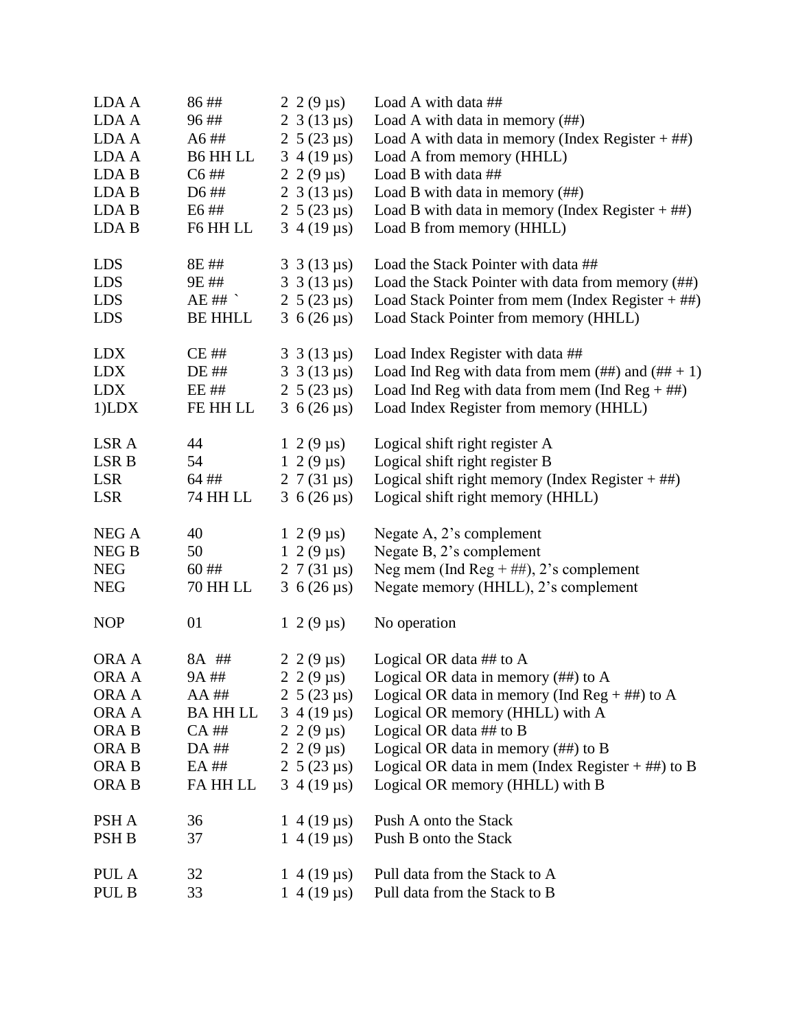| | | | |
|---|---|---|---|
| LDA A | 86 ## | 2 2 (9 µs) | Load A with data ## |
| LDA A | 96 ## | 2 3 (13 µs) | Load A with data in memory (##) |
| LDA A | A6 ## | 2 5 (23 µs) | Load A with data in memory (Index Register + ##) |
| LDA A | B6 HH LL | 3 4 (19 µs) | Load A from memory (HHLL) |
| LDA B | C6 ## | 2 2 (9 µs) | Load B with data ## |
| LDA B | D6 ## | 2 3 (13 µs) | Load B with data in memory (##) |
| LDA B | E6 ## | 2 5 (23 µs) | Load B with data in memory (Index Register + ##) |
| LDA B | F6 HH LL | 3 4 (19 µs) | Load B from memory (HHLL) |
| | | | |
| LDS | 8E ## | 3 3 (13 µs) | Load the Stack Pointer with data ## |
| LDS | 9E ## | 3 3 (13 µs) | Load the Stack Pointer with data from memory (##) |
| LDS | AE ## ` | 2 5 (23 µs) | Load Stack Pointer from mem (Index Register + ##) |
| LDS | BE HHLL | 3 6 (26 µs) | Load Stack Pointer from memory (HHLL) |
| | | | |
| LDX | CE ## | 3 3 (13 µs) | Load Index Register with data ## |
| LDX | DE ## | 3 3 (13 µs) | Load Ind Reg with data from mem (##) and (## + 1) |
| LDX | EE ## | 2 5 (23 µs) | Load Ind Reg with data from mem (Ind Reg + ##) |
| 1)LDX | FE HH LL | 3 6 (26 µs) | Load Index Register from memory (HHLL) |
| | | | |
| LSR A | 44 | 1 2 (9 µs) | Logical shift right register A |
| LSR B | 54 | 1 2 (9 µs) | Logical shift right register B |
| LSR | 64 ## | 2 7 (31 µs) | Logical shift right memory (Index Register + ##) |
| LSR | 74 HH LL | 3 6 (26 µs) | Logical shift right memory (HHLL) |
| | | | |
| NEG A | 40 | 1 2 (9 µs) | Negate A, 2's complement |
| NEG B | 50 | 1 2 (9 µs) | Negate B, 2's complement |
| NEG | 60 ## | 2 7 (31 µs) | Neg mem (Ind Reg + ##), 2's complement |
| NEG | 70 HH LL | 3 6 (26 µs) | Negate memory (HHLL), 2's complement |
| | | | |
| NOP | 01 | 1 2 (9 µs) | No operation |
| | | | |
| ORA A | 8A ## | 2 2 (9 µs) | Logical OR data ## to A |
| ORA A | 9A ## | 2 2 (9 µs) | Logical OR data in memory (##) to A |
| ORA A | AA ## | 2 5 (23 µs) | Logical OR data in memory (Ind Reg + ##) to A |
| ORA A | BA HH LL | 3 4 (19 µs) | Logical OR memory (HHLL) with A |
| ORA B | CA ## | 2 2 (9 µs) | Logical OR data ## to B |
| ORA B | DA ## | 2 2 (9 µs) | Logical OR data in memory (##) to B |
| ORA B | EA ## | 2 5 (23 µs) | Logical OR data in mem (Index Register + ##) to B |
| ORA B | FA HH LL | 3 4 (19 µs) | Logical OR memory (HHLL) with B |
| | | | |
| PSH A | 36 | 1 4 (19 µs) | Push A onto the Stack |
| PSH B | 37 | 1 4 (19 µs) | Push B onto the Stack |
| | | | |
| PUL A | 32 | 1 4 (19 µs) | Pull data from the Stack to A |
| PUL B | 33 | 1 4 (19 µs) | Pull data from the Stack to B |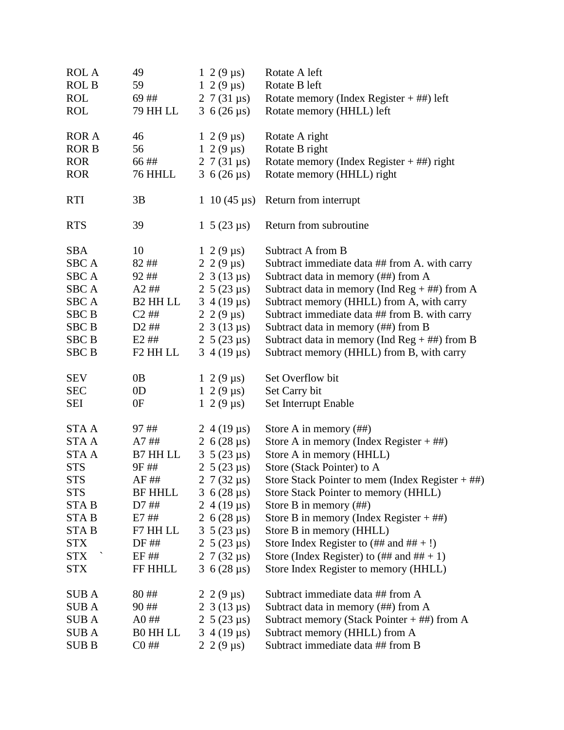| | | | |
|---|---|---|---|
| ROL A | 49 | 1 2 (9 µs) | Rotate A left |
| ROL B | 59 | 1 2 (9 µs) | Rotate B left |
| ROL | 69 ## | 2 7 (31 µs) | Rotate memory (Index Register + ##) left |
| ROL | 79 HH LL | 3 6 (26 µs) | Rotate memory (HHLL) left |
| | | | |
| ROR A | 46 | 1 2 (9 µs) | Rotate A right |
| ROR B | 56 | 1 2 (9 µs) | Rotate B right |
| ROR | 66 ## | 2 7 (31 µs) | Rotate memory (Index Register + ##) right |
| ROR | 76 HHLL | 3 6 (26 µs) | Rotate memory (HHLL) right |
| | | | |
| RTI | 3B | 1 10 (45 µs) | Return from interrupt |
| | | | |
| RTS | 39 | 1 5 (23 µs) | Return from subroutine |
| | | | |
| SBA | 10 | 1 2 (9 µs) | Subtract A from B |
| SBC A | 82 ## | 2 2 (9 µs) | Subtract immediate data ## from A. with carry |
| SBC A | 92 ## | 2 3 (13 µs) | Subtract data in memory (##) from A |
| SBC A | A2 ## | 2 5 (23 µs) | Subtract data in memory (Ind Reg + ##) from A |
| SBC A | B2 HH LL | 3 4 (19 µs) | Subtract memory (HHLL) from A, with carry |
| SBC B | C2 ## | 2 2 (9 µs) | Subtract immediate data ## from B. with carry |
| SBC B | D2 ## | 2 3 (13 µs) | Subtract data in memory (##) from B |
| SBC B | E2 ## | 2 5 (23 µs) | Subtract data in memory (Ind Reg + ##) from B |
| SBC B | F2 HH LL | 3 4 (19 µs) | Subtract memory (HHLL) from B, with carry |
| | | | |
| SEV | 0B | 1 2 (9 µs) | Set Overflow bit |
| SEC | 0D | 1 2 (9 µs) | Set Carry bit |
| SEI | 0F | 1 2 (9 µs) | Set Interrupt Enable |
| | | | |
| STA A | 97 ## | 2 4 (19 µs) | Store A in memory (##) |
| STA A | A7 ## | 2 6 (28 µs) | Store A in memory (Index Register + ##) |
| STA A | B7 HH LL | 3 5 (23 µs) | Store A in memory (HHLL) |
| STS | 9F ## | 2 5 (23 µs) | Store (Stack Pointer) to A |
| STS | AF ## | 2 7 (32 µs) | Store Stack Pointer to mem (Index Register + ##) |
| STS | BF HHLL | 3 6 (28 µs) | Store Stack Pointer to memory (HHLL) |
| STA B | D7 ## | 2 4 (19 µs) | Store B in memory (##) |
| STA B | E7 ## | 2 6 (28 µs) | Store B in memory (Index Register + ##) |
| STA B | F7 HH LL | 3 5 (23 µs) | Store B in memory (HHLL) |
| STX | DF ## | 2 5 (23 µs) | Store Index Register to (## and ## + !) |
| STX ` | EF ## | 2 7 (32 µs) | Store (Index Register) to (## and ## + 1) |
| STX | FF HHLL | 3 6 (28 µs) | Store Index Register to memory (HHLL) |
| | | | |
| SUB A | 80 ## | 2 2 (9 µs) | Subtract immediate data ## from A |
| SUB A | 90 ## | 2 3 (13 µs) | Subtract data in memory (##) from A |
| SUB A | A0 ## | 2 5 (23 µs) | Subtract memory (Stack Pointer + ##) from A |
| SUB A | B0 HH LL | 3 4 (19 µs) | Subtract memory (HHLL) from A |
| SUB B | C0 ## | 2 2 (9 µs) | Subtract immediate data ## from B |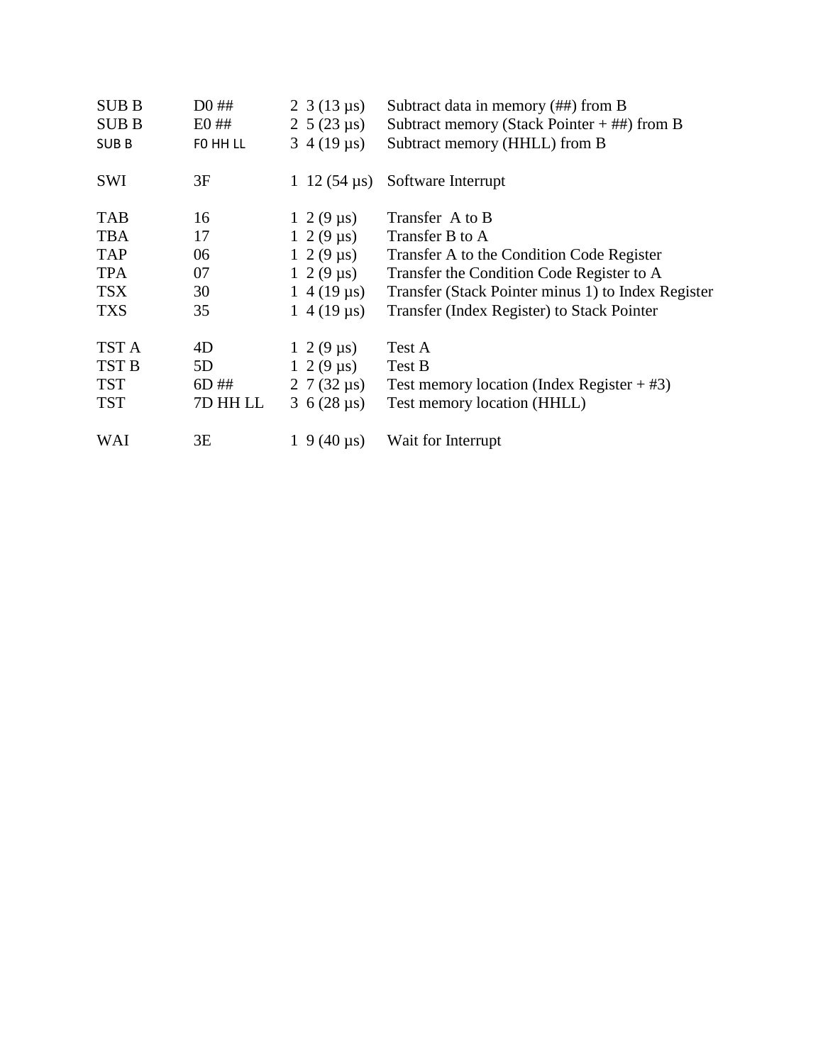| | | | |
|---|---|---|---|
| SUB B | D0 ## | 2  3 (13 µs) | Subtract data in memory (##) from B |
| SUB B | E0 ## | 2  5 (23 µs) | Subtract memory (Stack Pointer + ##) from B |
| SUB B | F0 HH LL | 3  4 (19 µs) | Subtract memory (HHLL) from B |
| | | | |
| SWI | 3F | 1  12 (54 µs) | Software Interrupt |
| | | | |
| TAB | 16 | 1  2 (9 µs) | Transfer  A to B |
| TBA | 17 | 1  2 (9 µs) | Transfer B to A |
| TAP | 06 | 1  2 (9 µs) | Transfer A to the Condition Code Register |
| TPA | 07 | 1  2 (9 µs) | Transfer the Condition Code Register to A |
| TSX | 30 | 1  4 (19 µs) | Transfer (Stack Pointer minus 1) to Index Register |
| TXS | 35 | 1  4 (19 µs) | Transfer (Index Register) to Stack Pointer |
| | | | |
| TST A | 4D | 1  2 (9 µs) | Test A |
| TST B | 5D | 1  2 (9 µs) | Test B |
| TST | 6D ## | 2  7 (32 µs) | Test memory location (Index Register + #3) |
| TST | 7D HH LL | 3  6 (28 µs) | Test memory location (HHLL) |
| | | | |
| WAI | 3E | 1  9 (40 µs) | Wait for Interrupt |